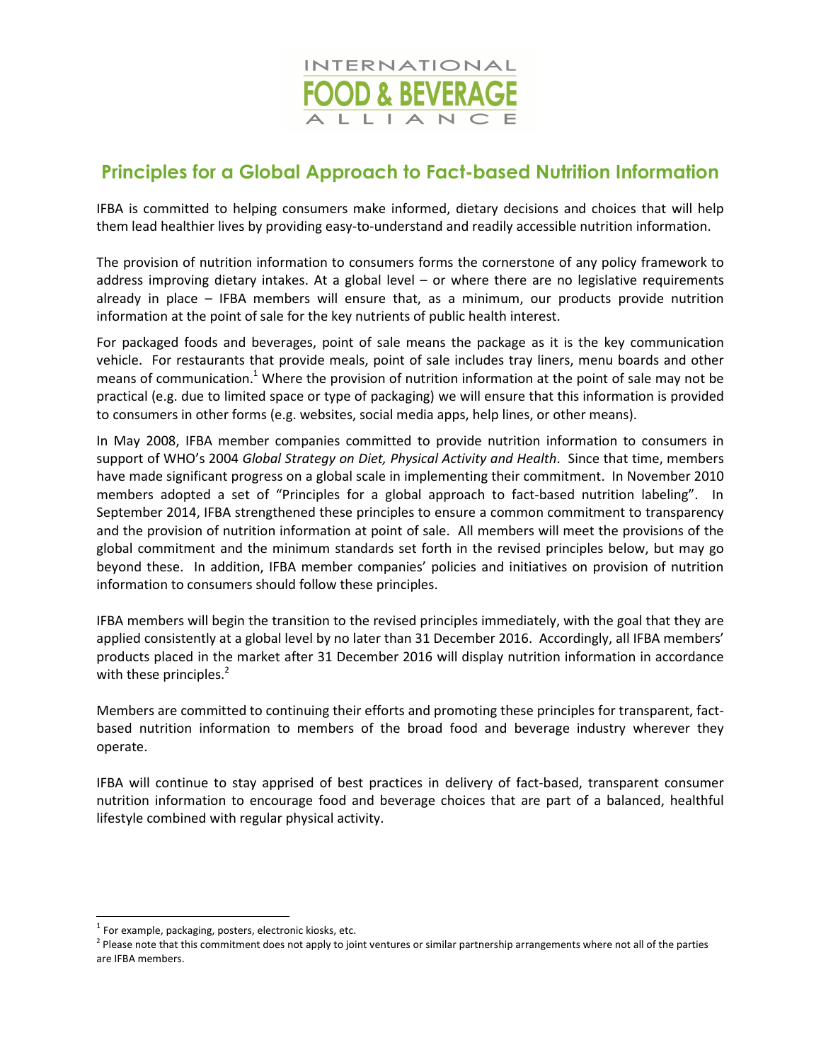INTERNATIONAL
FOOD & BEVERAGE
ALLIANCE

# Principles for a Global Approach to Fact-based Nutrition Information

IFBA is committed to helping consumers make informed, dietary decisions and choices that will help them lead healthier lives by providing easy-to-understand and readily accessible nutrition information.

The provision of nutrition information to consumers forms the cornerstone of any policy framework to address improving dietary intakes. At a global level – or where there are no legislative requirements already in place – IFBA members will ensure that, as a minimum, our products provide nutrition information at the point of sale for the key nutrients of public health interest.

For packaged foods and beverages, point of sale means the package as it is the key communication vehicle. For restaurants that provide meals, point of sale includes tray liners, menu boards and other means of communication.[1] Where the provision of nutrition information at the point of sale may not be practical (e.g. due to limited space or type of packaging) we will ensure that this information is provided to consumers in other forms (e.g. websites, social media apps, help lines, or other means).

In May 2008, IFBA member companies committed to provide nutrition information to consumers in support of WHO's 2004 *Global Strategy on Diet, Physical Activity and Health*. Since that time, members have made significant progress on a global scale in implementing their commitment. In November 2010 members adopted a set of "Principles for a global approach to fact-based nutrition labeling". In September 2014, IFBA strengthened these principles to ensure a common commitment to transparency and the provision of nutrition information at point of sale. All members will meet the provisions of the global commitment and the minimum standards set forth in the revised principles below, but may go beyond these. In addition, IFBA member companies' policies and initiatives on provision of nutrition information to consumers should follow these principles.

IFBA members will begin the transition to the revised principles immediately, with the goal that they are applied consistently at a global level by no later than 31 December 2016. Accordingly, all IFBA members' products placed in the market after 31 December 2016 will display nutrition information in accordance with these principles.[2]

Members are committed to continuing their efforts and promoting these principles for transparent, fact-based nutrition information to members of the broad food and beverage industry wherever they operate.

IFBA will continue to stay apprised of best practices in delivery of fact-based, transparent consumer nutrition information to encourage food and beverage choices that are part of a balanced, healthful lifestyle combined with regular physical activity.

---

[1] For example, packaging, posters, electronic kiosks, etc.

[2] Please note that this commitment does not apply to joint ventures or similar partnership arrangements where not all of the parties are IFBA members.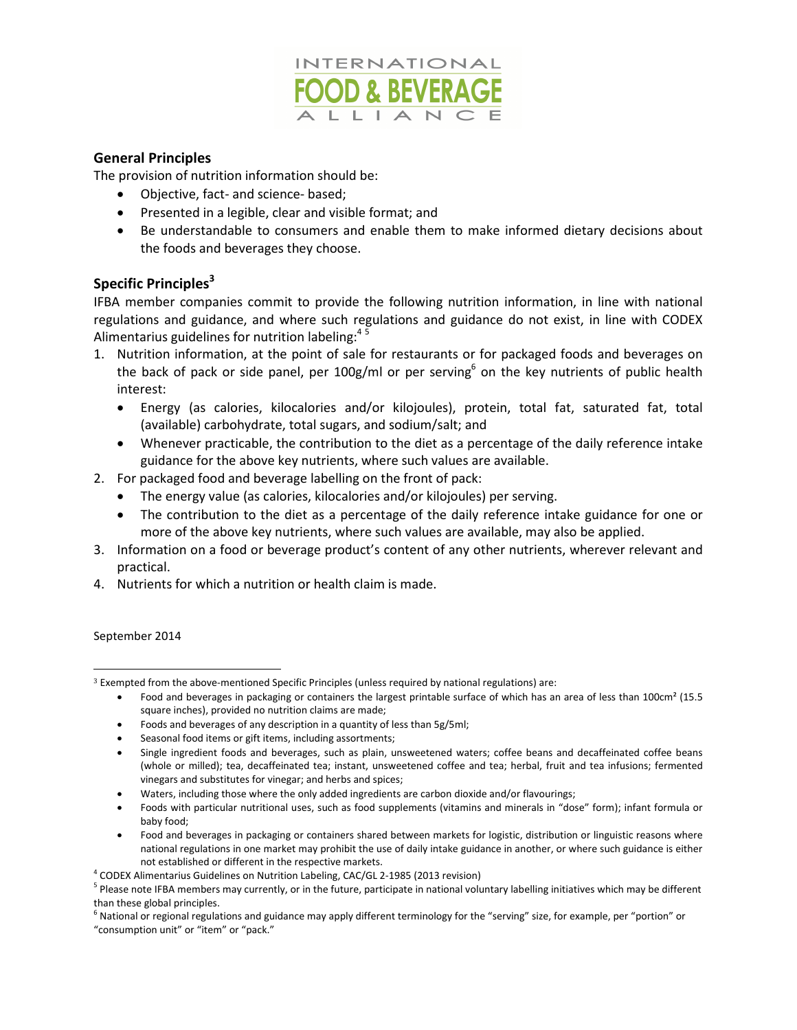INTERNATIONAL
FOOD & BEVERAGE
ALLIANCE

## General Principles

The provision of nutrition information should be:

- Objective, fact- and science- based;
- Presented in a legible, clear and visible format; and
- Be understandable to consumers and enable them to make informed dietary decisions about the foods and beverages they choose.

## Specific Principles[3]

IFBA member companies commit to provide the following nutrition information, in line with national regulations and guidance, and where such regulations and guidance do not exist, in line with CODEX Alimentarius guidelines for nutrition labeling:[4 5]

1. Nutrition information, at the point of sale for restaurants or for packaged foods and beverages on the back of pack or side panel, per 100g/ml or per serving[6] on the key nutrients of public health interest:
   - Energy (as calories, kilocalories and/or kilojoules), protein, total fat, saturated fat, total (available) carbohydrate, total sugars, and sodium/salt; and
   - Whenever practicable, the contribution to the diet as a percentage of the daily reference intake guidance for the above key nutrients, where such values are available.
2. For packaged food and beverage labelling on the front of pack:
   - The energy value (as calories, kilocalories and/or kilojoules) per serving.
   - The contribution to the diet as a percentage of the daily reference intake guidance for one or more of the above key nutrients, where such values are available, may also be applied.
3. Information on a food or beverage product's content of any other nutrients, wherever relevant and practical.
4. Nutrients for which a nutrition or health claim is made.

September 2014

---

[3] Exempted from the above-mentioned Specific Principles (unless required by national regulations) are:

- Food and beverages in packaging or containers the largest printable surface of which has an area of less than 100cm² (15.5 square inches), provided no nutrition claims are made;
- Foods and beverages of any description in a quantity of less than 5g/5ml;
- Seasonal food items or gift items, including assortments;
- Single ingredient foods and beverages, such as plain, unsweetened waters; coffee beans and decaffeinated coffee beans (whole or milled); tea, decaffeinated tea; instant, unsweetened coffee and tea; herbal, fruit and tea infusions; fermented vinegars and substitutes for vinegar; and herbs and spices;
- Waters, including those where the only added ingredients are carbon dioxide and/or flavourings;
- Foods with particular nutritional uses, such as food supplements (vitamins and minerals in "dose" form); infant formula or baby food;
- Food and beverages in packaging or containers shared between markets for logistic, distribution or linguistic reasons where national regulations in one market may prohibit the use of daily intake guidance in another, or where such guidance is either not established or different in the respective markets.

[4] CODEX Alimentarius Guidelines on Nutrition Labeling, CAC/GL 2-1985 (2013 revision)

[5] Please note IFBA members may currently, or in the future, participate in national voluntary labelling initiatives which may be different than these global principles.

[6] National or regional regulations and guidance may apply different terminology for the "serving" size, for example, per "portion" or "consumption unit" or "item" or "pack."